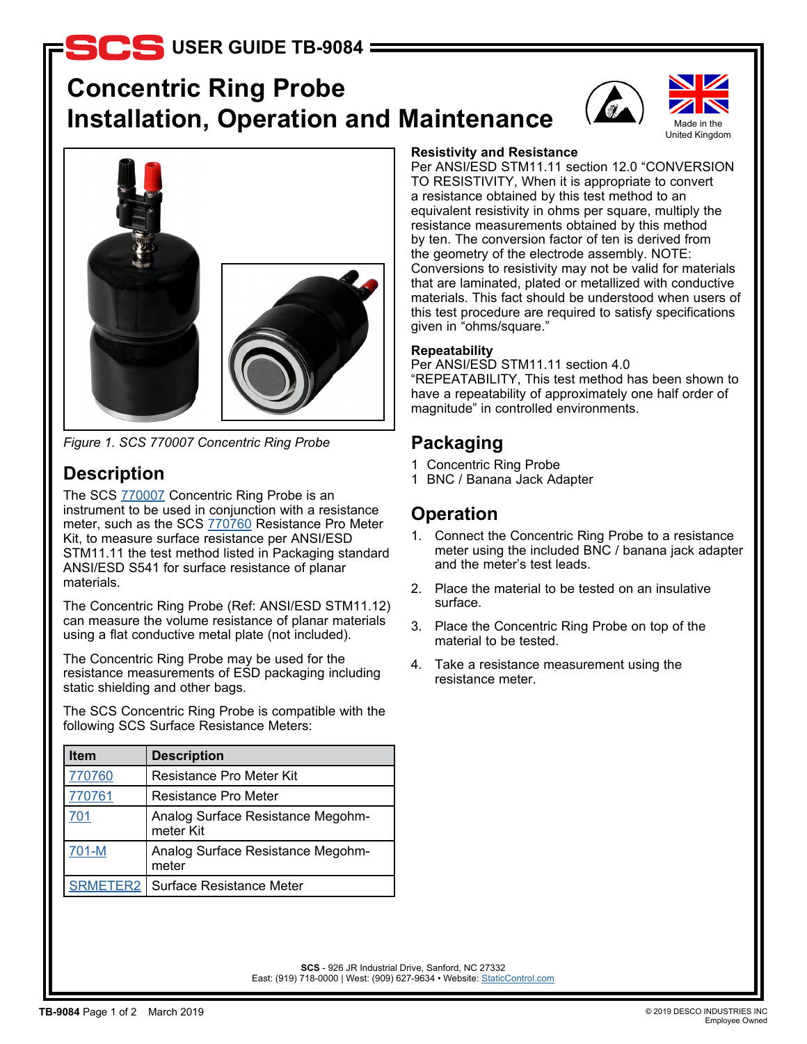# USER GUIDE TB-9084

# Concentric Ring Probe Installation, Operation and Maintenance

Made in the United Kingdom

*Figure 1. SCS 770007 Concentric Ring Probe*

## Description

The SCS 770007 Concentric Ring Probe is an instrument to be used in conjunction with a resistance meter, such as the SCS 770760 Resistance Pro Meter Kit, to measure surface resistance per ANSI/ESD STM11.11 the test method listed in Packaging standard ANSI/ESD S541 for surface resistance of planar materials.

The Concentric Ring Probe (Ref: ANSI/ESD STM11.12) can measure the volume resistance of planar materials using a flat conductive metal plate (not included).

The Concentric Ring Probe may be used for the resistance measurements of ESD packaging including static shielding and other bags.

The SCS Concentric Ring Probe is compatible with the following SCS Surface Resistance Meters:

| Item | Description |
| --- | --- |
| 770760 | Resistance Pro Meter Kit |
| 770761 | Resistance Pro Meter |
| 701 | Analog Surface Resistance Megohm-meter Kit |
| 701-M | Analog Surface Resistance Megohm-meter |
| SRMETER2 | Surface Resistance Meter |

**Resistivity and Resistance**

Per ANSI/ESD STM11.11 section 12.0 "CONVERSION TO RESISTIVITY, When it is appropriate to convert a resistance obtained by this test method to an equivalent resistivity in ohms per square, multiply the resistance measurements obtained by this method by ten. The conversion factor of ten is derived from the geometry of the electrode assembly. NOTE: Conversions to resistivity may not be valid for materials that are laminated, plated or metallized with conductive materials. This fact should be understood when users of this test procedure are required to satisfy specifications given in "ohms/square."

**Repeatability**

Per ANSI/ESD STM11.11 section 4.0
"REPEATABILITY, This test method has been shown to have a repeatability of approximately one half order of magnitude" in controlled environments.

## Packaging

1 Concentric Ring Probe
1 BNC / Banana Jack Adapter

## Operation

1. Connect the Concentric Ring Probe to a resistance meter using the included BNC / banana jack adapter and the meter's test leads.
2. Place the material to be tested on an insulative surface.
3. Place the Concentric Ring Probe on top of the material to be tested.
4. Take a resistance measurement using the resistance meter.

**SCS** - 926 JR Industrial Drive, Sanford, NC 27332
East: (919) 718-0000 | West: (909) 627-9634 • Website: StaticControl.com

TB-9084 March 2019

© 2019 DESCO INDUSTRIES INC
Employee Owned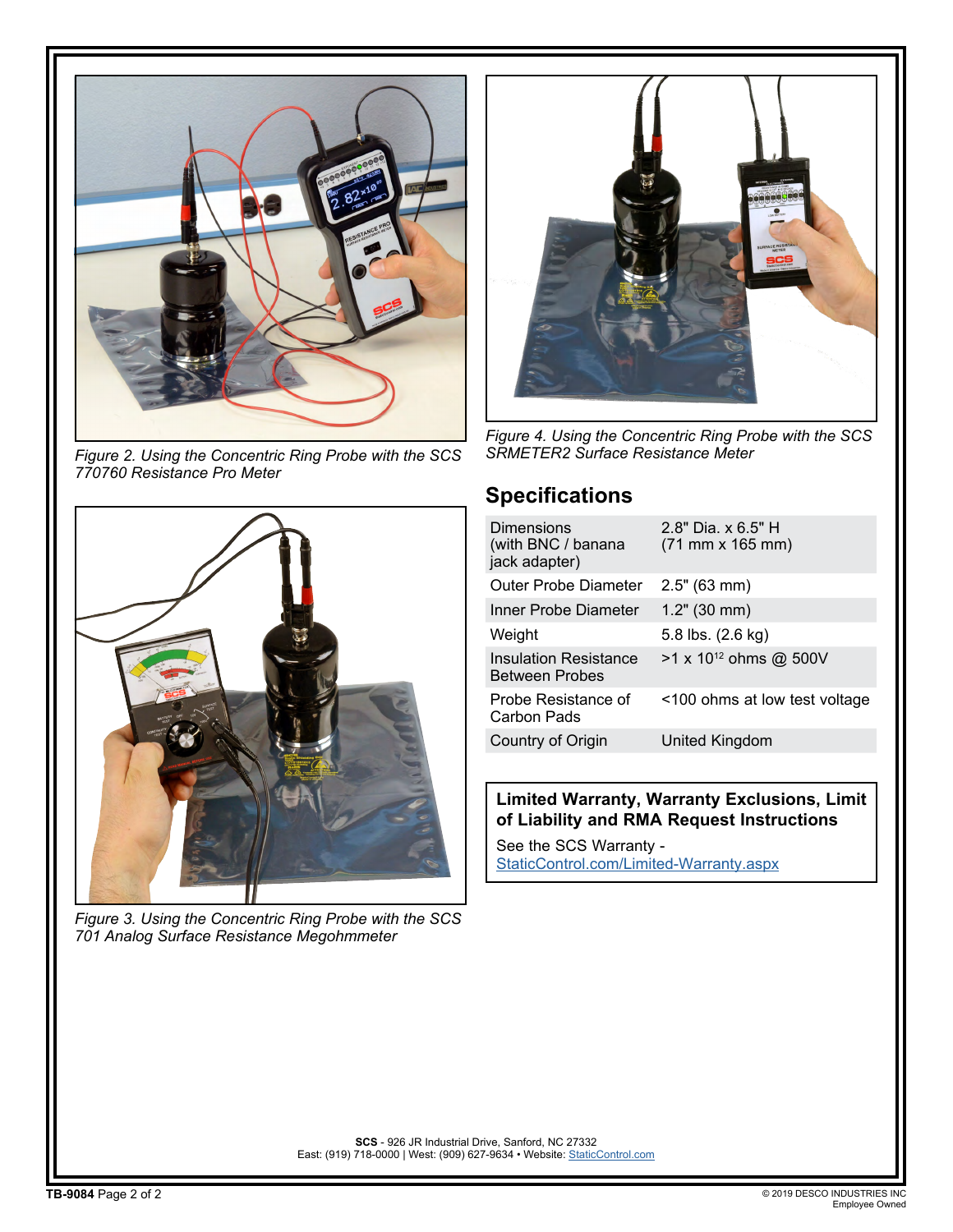Figure 2. Using the Concentric Ring Probe with the SCS 770760 Resistance Pro Meter

Figure 3. Using the Concentric Ring Probe with the SCS 701 Analog Surface Resistance Megohmmeter

Figure 4. Using the Concentric Ring Probe with the SCS SRMETER2 Surface Resistance Meter

## Specifications

| | |
|---|---|
| Dimensions (with BNC / banana jack adapter) | 2.8" Dia. x 6.5" H (71 mm x 165 mm) |
| Outer Probe Diameter | 2.5" (63 mm) |
| Inner Probe Diameter | 1.2" (30 mm) |
| Weight | 5.8 lbs. (2.6 kg) |
| Insulation Resistance Between Probes | >1 x $10^{12}$ ohms @ 500V |
| Probe Resistance of Carbon Pads | <100 ohms at low test voltage |
| Country of Origin | United Kingdom |

**Limited Warranty, Warranty Exclusions, Limit of Liability and RMA Request Instructions**

See the SCS Warranty - StaticControl.com/Limited-Warranty.aspx

**SCS** - 926 JR Industrial Drive, Sanford, NC 27332
East: (919) 718-0000 | West: (909) 627-9634 • Website: StaticControl.com

**TB-9084**

© 2019 DESCO INDUSTRIES INC
Employee Owned